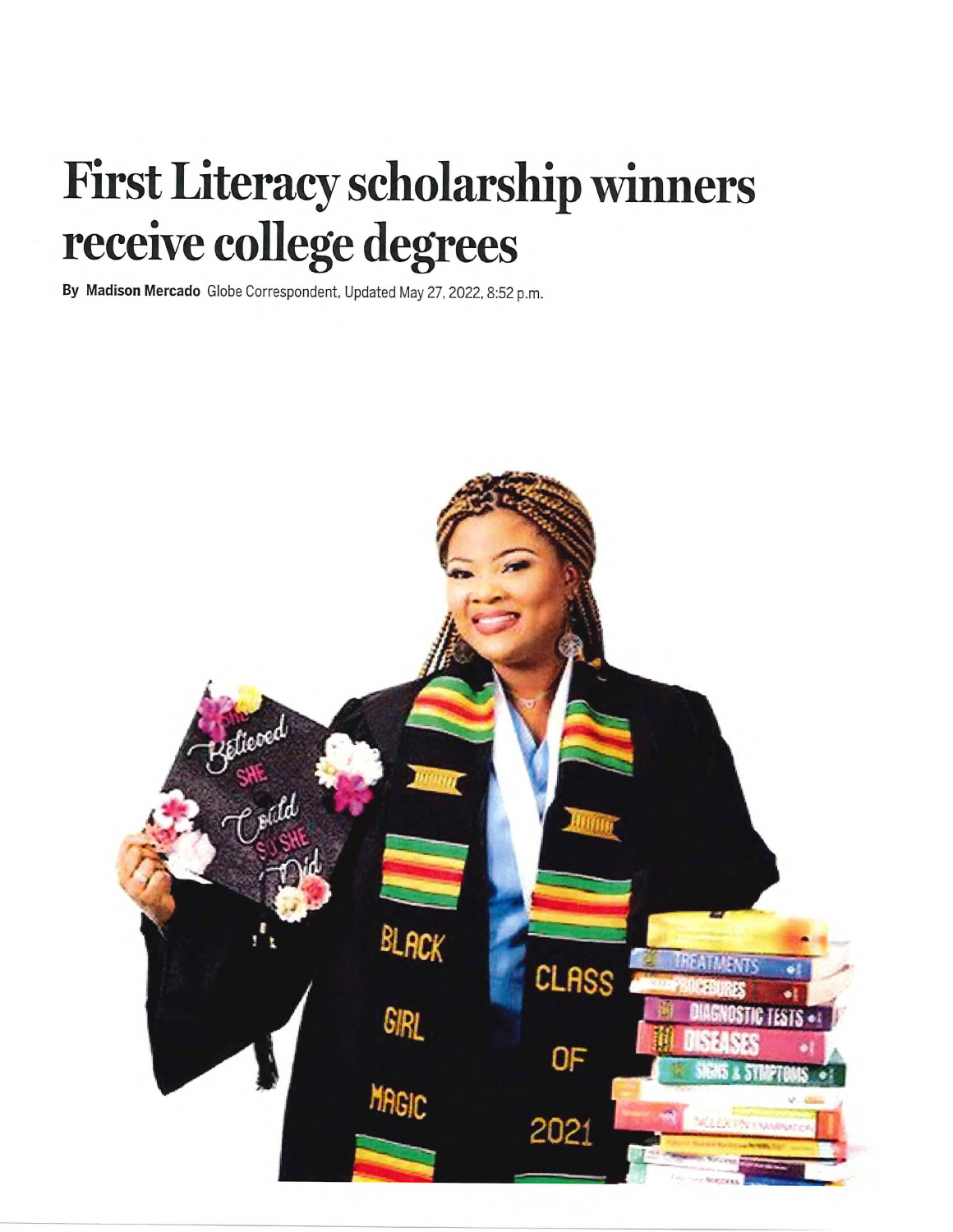# First Literacy scholarship winners receive college degrees

By **Madison Mercado** Globe Correspondent, Updated May 27, 2022, 8:52 p.m.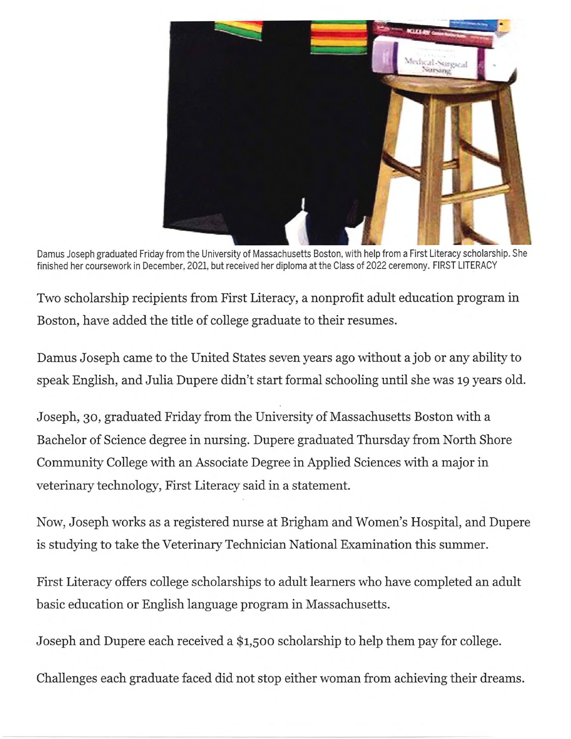Damus Joseph graduated Friday from the University of Massachusetts Boston, with help from a First Literacy scholarship. She finished her coursework in December, 2021, but received her diploma at the Class of 2022 ceremony. FIRST LITERACY

Two scholarship recipients from First Literacy, a nonprofit adult education program in Boston, have added the title of college graduate to their resumes.

Damus Joseph came to the United States seven years ago without a job or any ability to speak English, and Julia Dupere didn't start formal schooling until she was 19 years old.

Joseph, 30, graduated Friday from the University of Massachusetts Boston with a Bachelor of Science degree in nursing. Dupere graduated Thursday from North Shore Community College with an Associate Degree in Applied Sciences with a major in veterinary technology, First Literacy said in a statement.

Now, Joseph works as a registered nurse at Brigham and Women's Hospital, and Dupere is studying to take the Veterinary Technician National Examination this summer.

First Literacy offers college scholarships to adult learners who have completed an adult basic education or English language program in Massachusetts.

Joseph and Dupere each received a $1,500 scholarship to help them pay for college.

Challenges each graduate faced did not stop either woman from achieving their dreams.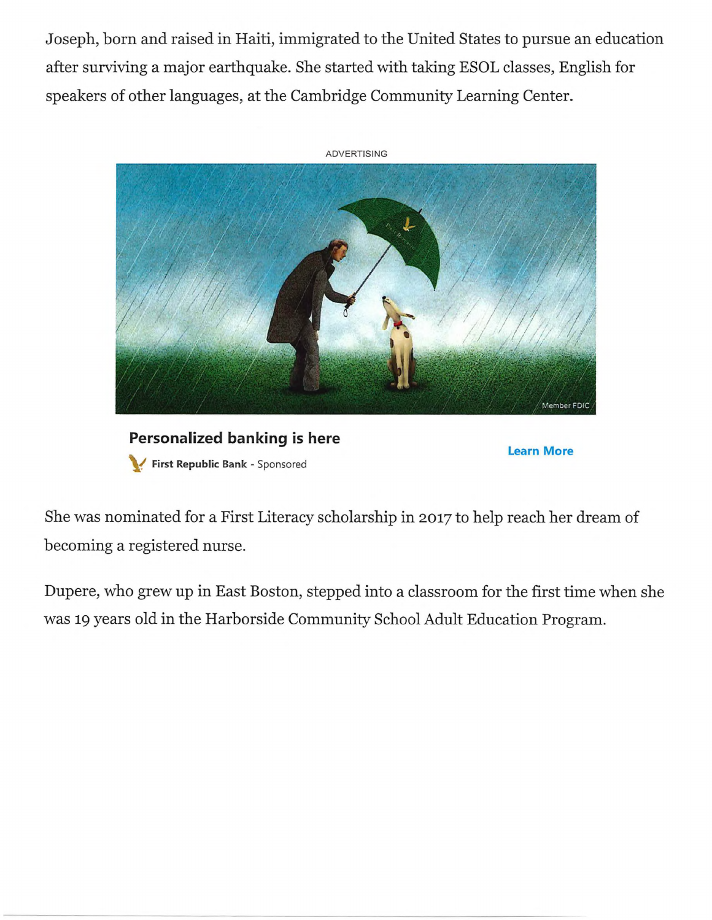Joseph, born and raised in Haiti, immigrated to the United States to pursue an education after surviving a major earthquake. She started with taking ESOL classes, English for speakers of other languages, at the Cambridge Community Learning Center.

ADVERTISING

**Personalized banking is here**

**First Republic Bank** - Sponsored

**Learn More**

She was nominated for a First Literacy scholarship in 2017 to help reach her dream of becoming a registered nurse.

Dupere, who grew up in East Boston, stepped into a classroom for the first time when she was 19 years old in the Harborside Community School Adult Education Program.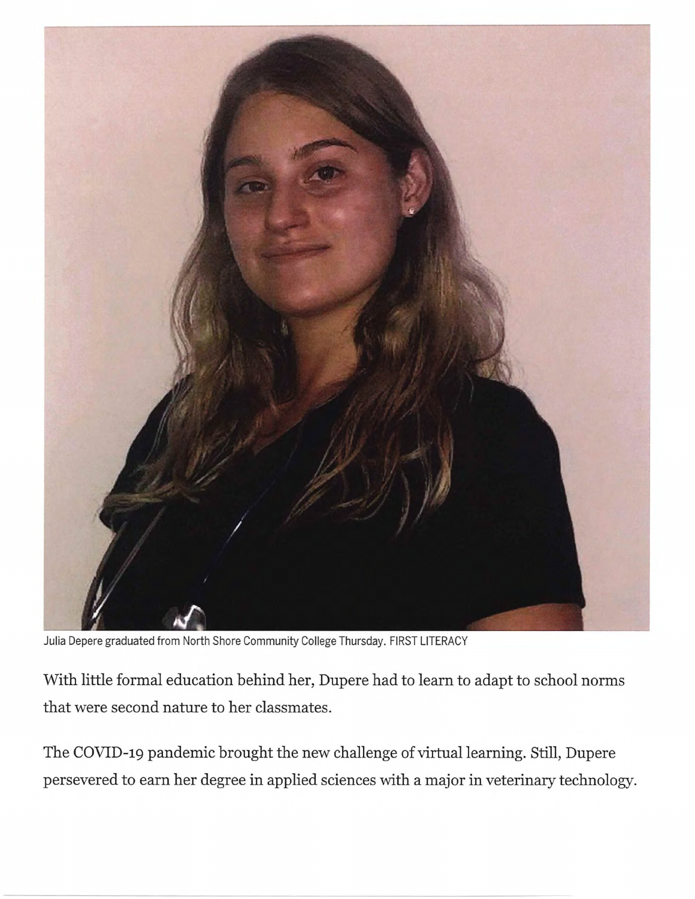Julia Depere graduated from North Shore Community College Thursday. FIRST LITERACY

With little formal education behind her, Dupere had to learn to adapt to school norms that were second nature to her classmates.

The COVID-19 pandemic brought the new challenge of virtual learning. Still, Dupere persevered to earn her degree in applied sciences with a major in veterinary technology.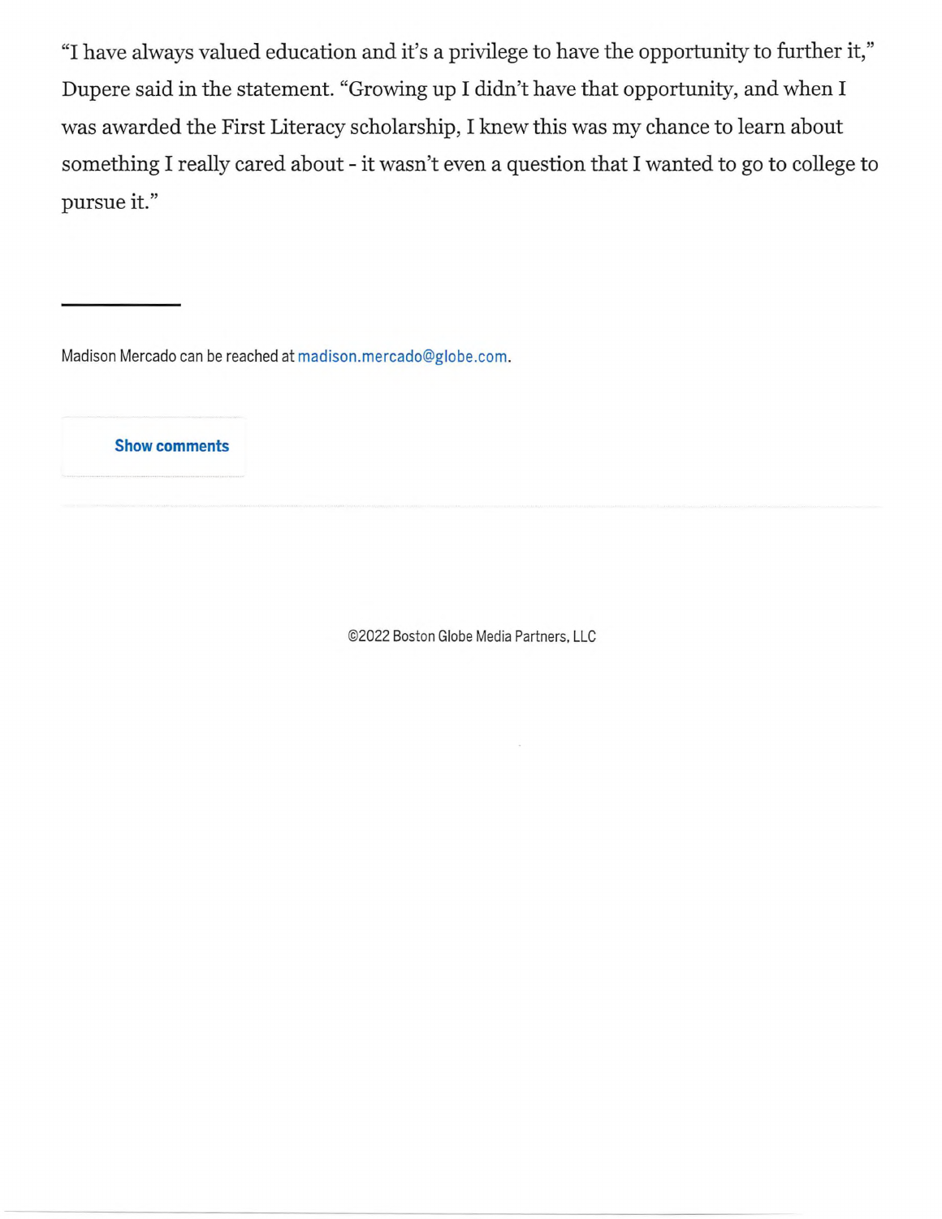"I have always valued education and it's a privilege to have the opportunity to further it," Dupere said in the statement. "Growing up I didn't have that opportunity, and when I was awarded the First Literacy scholarship, I knew this was my chance to learn about something I really cared about - it wasn't even a question that I wanted to go to college to pursue it."

---

Madison Mercado can be reached at madison.mercado@globe.com.

Show comments

©2022 Boston Globe Media Partners, LLC